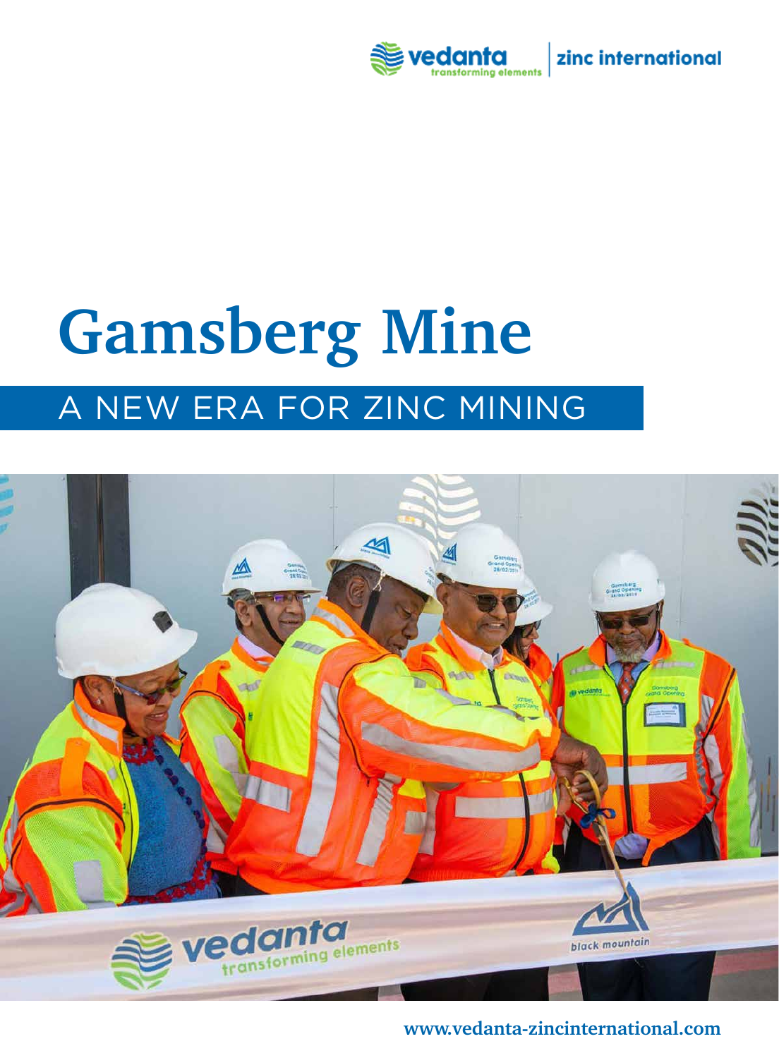vedanta transforming elements | zinc international

# Gamsberg Mine

## A NEW ERA FOR ZINC MINING

www.vedanta-zincinternational.com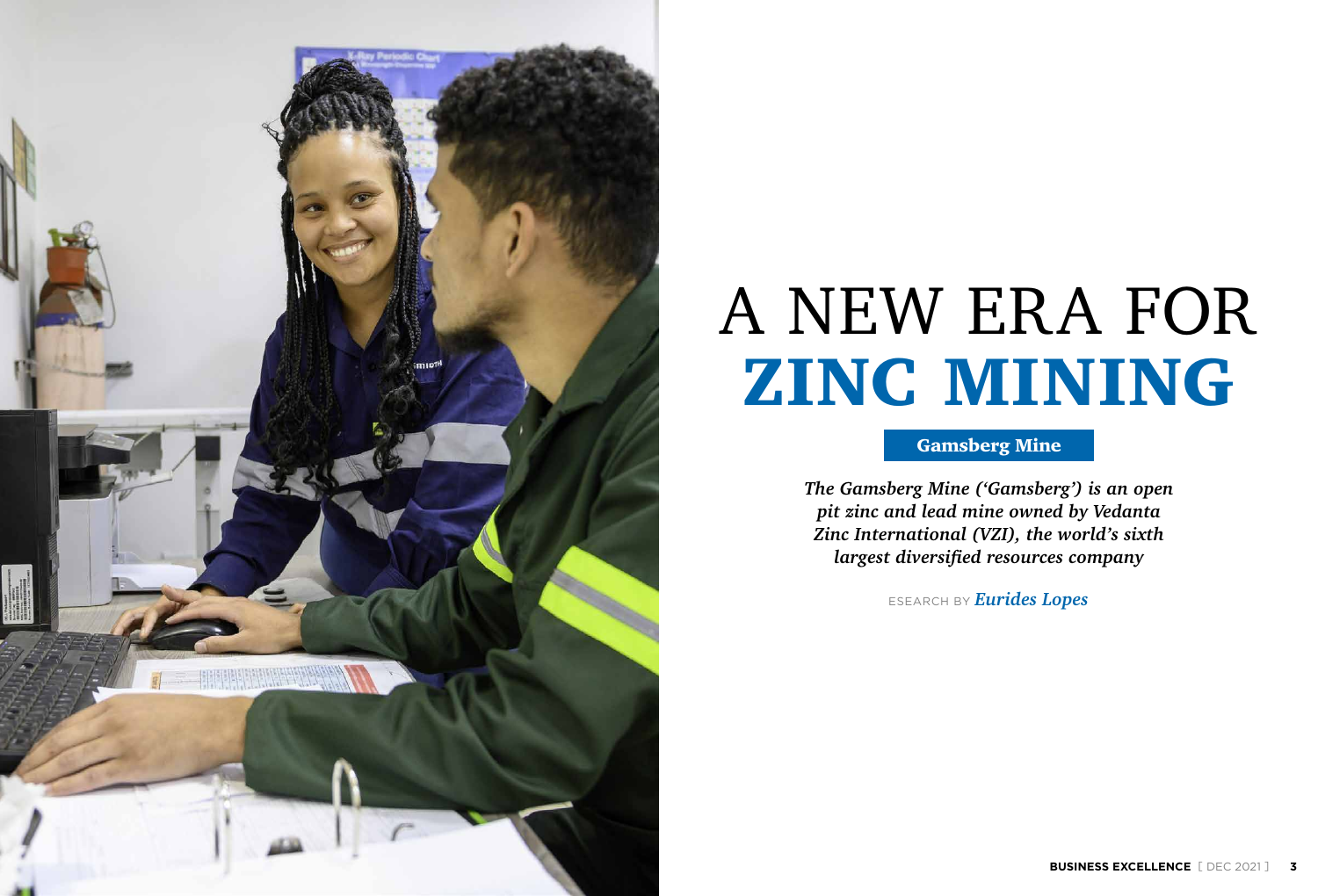# A NEW ERA FOR ZINC MINING

**Gamsberg Mine**

***The Gamsberg Mine ('Gamsberg') is an open pit zinc and lead mine owned by Vedanta Zinc International (VZI), the world's sixth largest diversified resources company***

ESEARCH BY ***Eurides Lopes***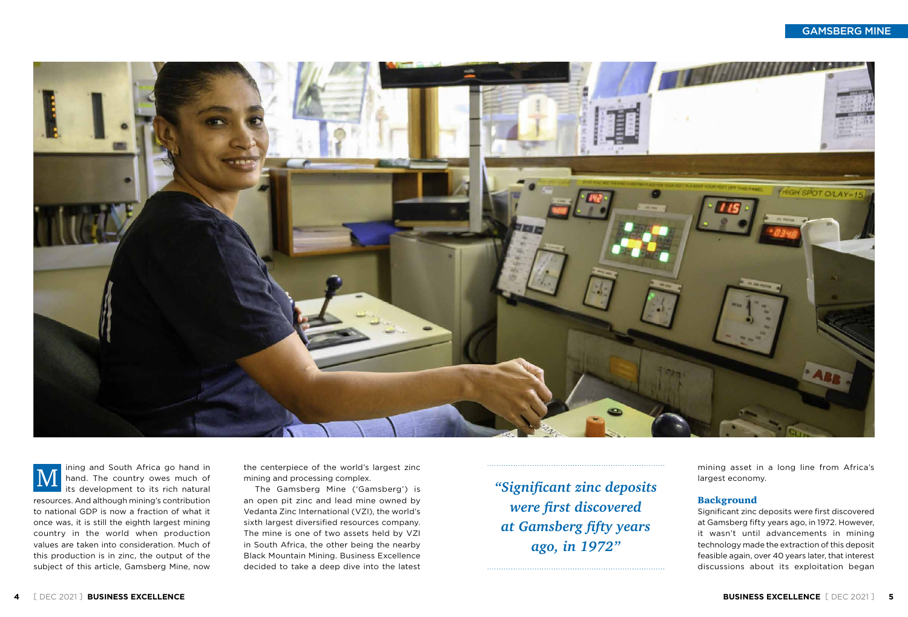Mining and South Africa go hand in hand. The country owes much of its development to its rich natural resources. And although mining's contribution to national GDP is now a fraction of what it once was, it is still the eighth largest mining country in the world when production values are taken into consideration. Much of this production is in zinc, the output of the subject of this article, Gamsberg Mine, now the centerpiece of the world's largest zinc mining and processing complex.

The Gamsberg Mine ('Gamsberg') is an open pit zinc and lead mine owned by Vedanta Zinc International (VZI), the world's sixth largest diversified resources company. The mine is one of two assets held by VZI in South Africa, the other being the nearby Black Mountain Mining. Business Excellence decided to take a deep dive into the latest mining asset in a long line from Africa's largest economy.

> *"Significant zinc deposits were first discovered at Gamsberg fifty years ago, in 1972"*

## Background

Significant zinc deposits were first discovered at Gamsberg fifty years ago, in 1972. However, it wasn't until advancements in mining technology made the extraction of this deposit feasible again, over 40 years later, that interest discussions about its exploitation began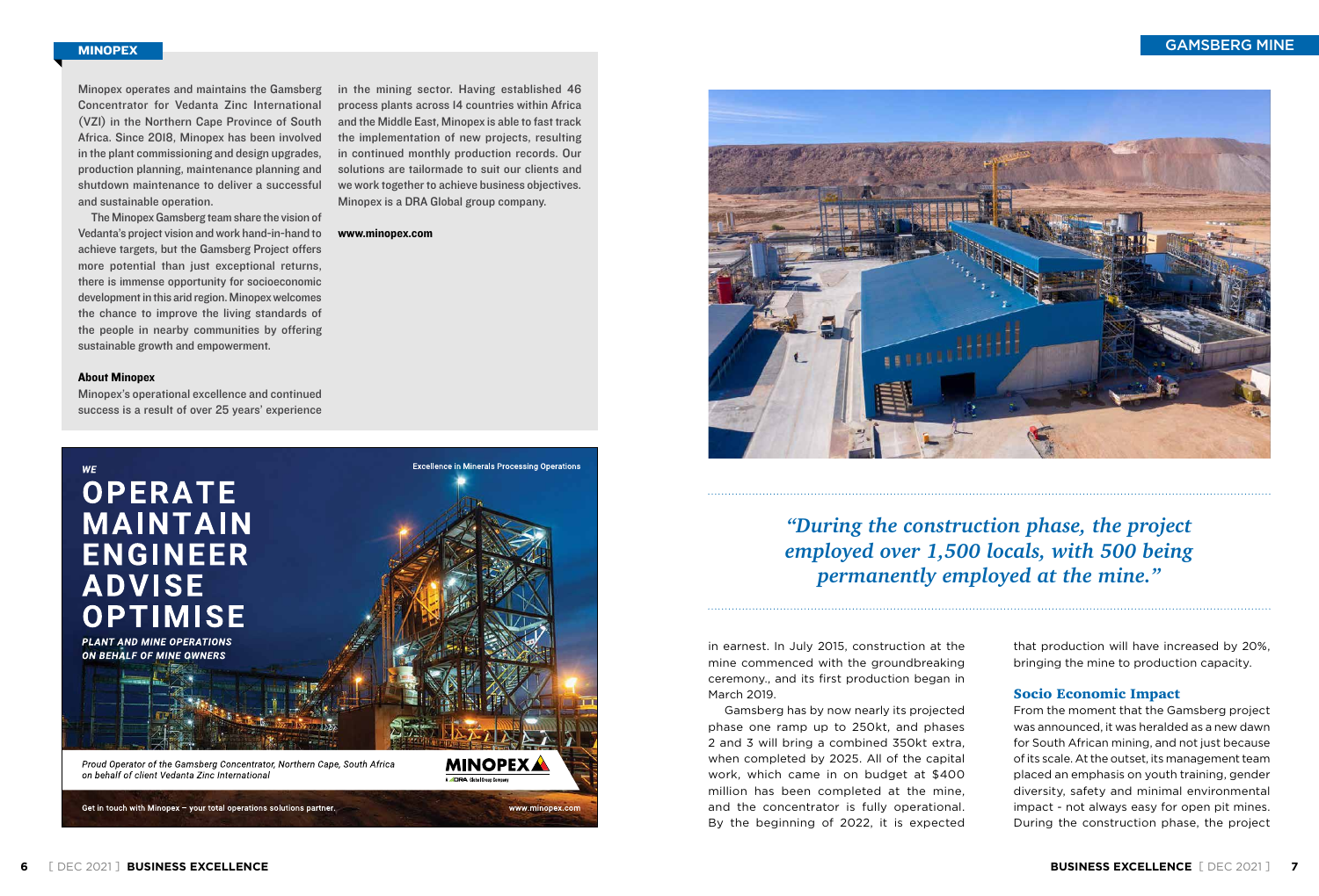## MINOPEX

Minopex operates and maintains the Gamsberg Concentrator for Vedanta Zinc International (VZI) in the Northern Cape Province of South Africa. Since 2018, Minopex has been involved in the plant commissioning and design upgrades, production planning, maintenance planning and shutdown maintenance to deliver a successful and sustainable operation.

The Minopex Gamsberg team share the vision of Vedanta's project vision and work hand-in-hand to achieve targets, but the Gamsberg Project offers more potential than just exceptional returns, there is immense opportunity for socioeconomic development in this arid region. Minopex welcomes the chance to improve the living standards of the people in nearby communities by offering sustainable growth and empowerment.

**About Minopex**

Minopex's operational excellence and continued success is a result of over 25 years' experience in the mining sector. Having established 46 process plants across 14 countries within Africa and the Middle East, Minopex is able to fast track the implementation of new projects, resulting in continued monthly production records. Our solutions are tailormade to suit our clients and we work together to achieve business objectives. Minopex is a DRA Global group company.

**www.minopex.com**

*WE*

**OPERATE**
**MAINTAIN**
**ENGINEER**
**ADVISE**
**OPTIMISE**

*PLANT AND MINE OPERATIONS ON BEHALF OF MINE OWNERS*

Excellence in Minerals Processing Operations

*Proud Operator of the Gamsberg Concentrator, Northern Cape, South Africa on behalf of client Vedanta Zinc International*

MINOPEX – A DRA Global Group Company

Get in touch with Minopex – your total operations solutions partner. www.minopex.com

## GAMSBERG MINE

*"During the construction phase, the project employed over 1,500 locals, with 500 being permanently employed at the mine."*

in earnest. In July 2015, construction at the mine commenced with the groundbreaking ceremony., and its first production began in March 2019.

Gamsberg has by now nearly its projected phase one ramp up to 250kt, and phases 2 and 3 will bring a combined 350kt extra, when completed by 2025. All of the capital work, which came in on budget at $400 million has been completed at the mine, and the concentrator is fully operational. By the beginning of 2022, it is expected that production will have increased by 20%, bringing the mine to production capacity.

### Socio Economic Impact

From the moment that the Gamsberg project was announced, it was heralded as a new dawn for South African mining, and not just because of its scale. At the outset, its management team placed an emphasis on youth training, gender diversity, safety and minimal environmental impact - not always easy for open pit mines. During the construction phase, the project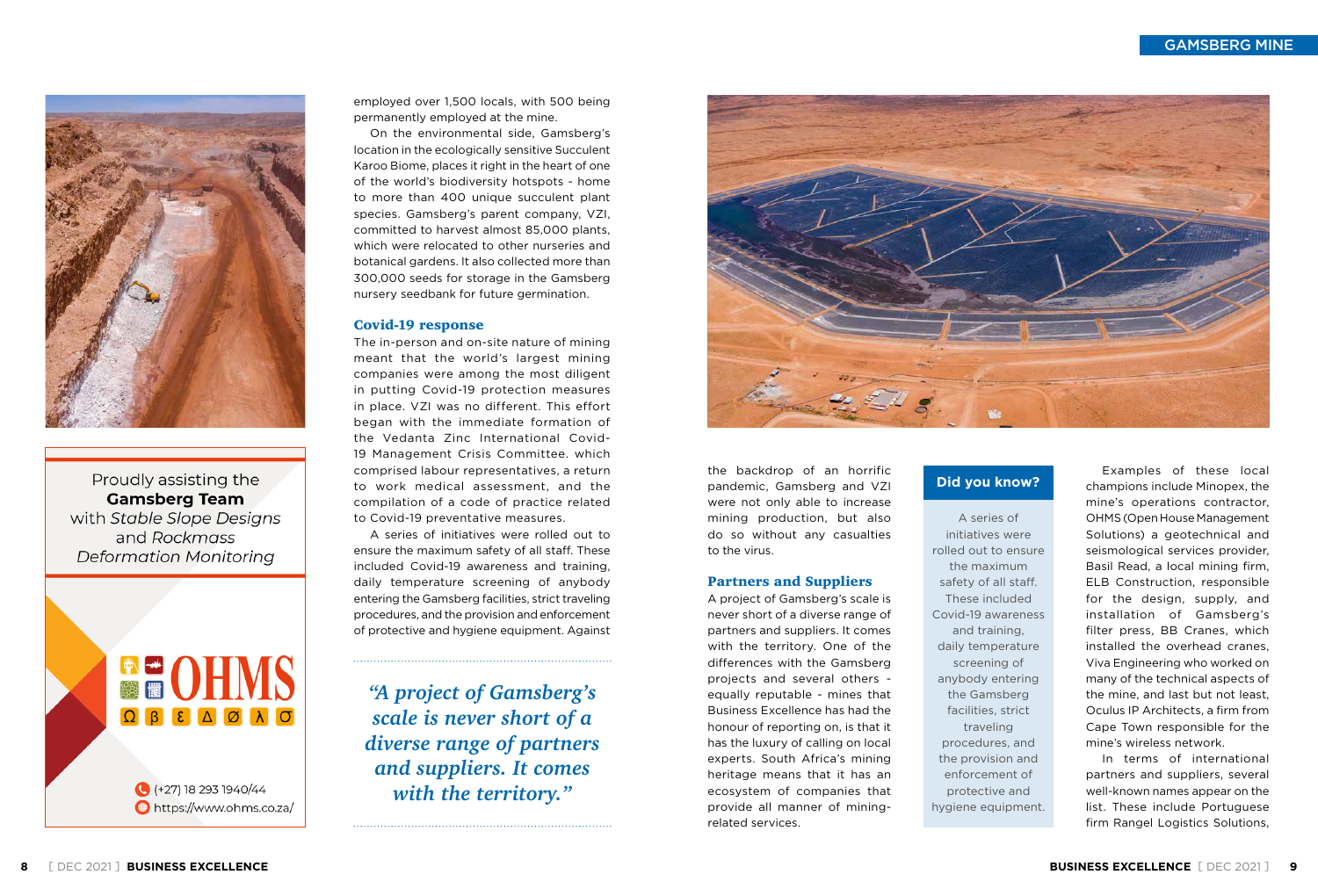Proudly assisting the **Gamsberg Team** with *Stable Slope Designs* and *Rockmass Deformation Monitoring*

OHMS

(+27) 18 293 1940/44
https://www.ohms.co.za/

employed over 1,500 locals, with 500 being permanently employed at the mine.

On the environmental side, Gamsberg's location in the ecologically sensitive Succulent Karoo Biome, places it right in the heart of one of the world's biodiversity hotspots - home to more than 400 unique succulent plant species. Gamsberg's parent company, VZI, committed to harvest almost 85,000 plants, which were relocated to other nurseries and botanical gardens. It also collected more than 300,000 seeds for storage in the Gamsberg nursery seedbank for future germination.

### Covid-19 response

The in-person and on-site nature of mining meant that the world's largest mining companies were among the most diligent in putting Covid-19 protection measures in place. VZI was no different. This effort began with the immediate formation of the Vedanta Zinc International Covid-19 Management Crisis Committee. which comprised labour representatives, a return to work medical assessment, and the compilation of a code of practice related to Covid-19 preventative measures.

A series of initiatives were rolled out to ensure the maximum safety of all staff. These included Covid-19 awareness and training, daily temperature screening of anybody entering the Gamsberg facilities, strict traveling procedures, and the provision and enforcement of protective and hygiene equipment. Against the backdrop of an horrific pandemic, Gamsberg and VZI were not only able to increase mining production, but also do so without any casualties to the virus.

*"A project of Gamsberg's scale is never short of a diverse range of partners and suppliers. It comes with the territory."*

### Partners and Suppliers

A project of Gamsberg's scale is never short of a diverse range of partners and suppliers. It comes with the territory. One of the differences with the Gamsberg projects and several others - equally reputable - mines that Business Excellence has had the honour of reporting on, is that it has the luxury of calling on local experts. South Africa's mining heritage means that it has an ecosystem of companies that provide all manner of mining-related services.

**Did you know?**

A series of initiatives were rolled out to ensure the maximum safety of all staff. These included Covid-19 awareness and training, daily temperature screening of anybody entering the Gamsberg facilities, strict traveling procedures, and the provision and enforcement of protective and hygiene equipment.

Examples of these local champions include Minopex, the mine's operations contractor, OHMS (Open House Management Solutions) a geotechnical and seismological services provider, Basil Read, a local mining firm, ELB Construction, responsible for the design, supply, and installation of Gamsberg's filter press, BB Cranes, which installed the overhead cranes, Viva Engineering who worked on many of the technical aspects of the mine, and last but not least, Oculus IP Architects, a firm from Cape Town responsible for the mine's wireless network.

In terms of international partners and suppliers, several well-known names appear on the list. These include Portuguese firm Rangel Logistics Solutions,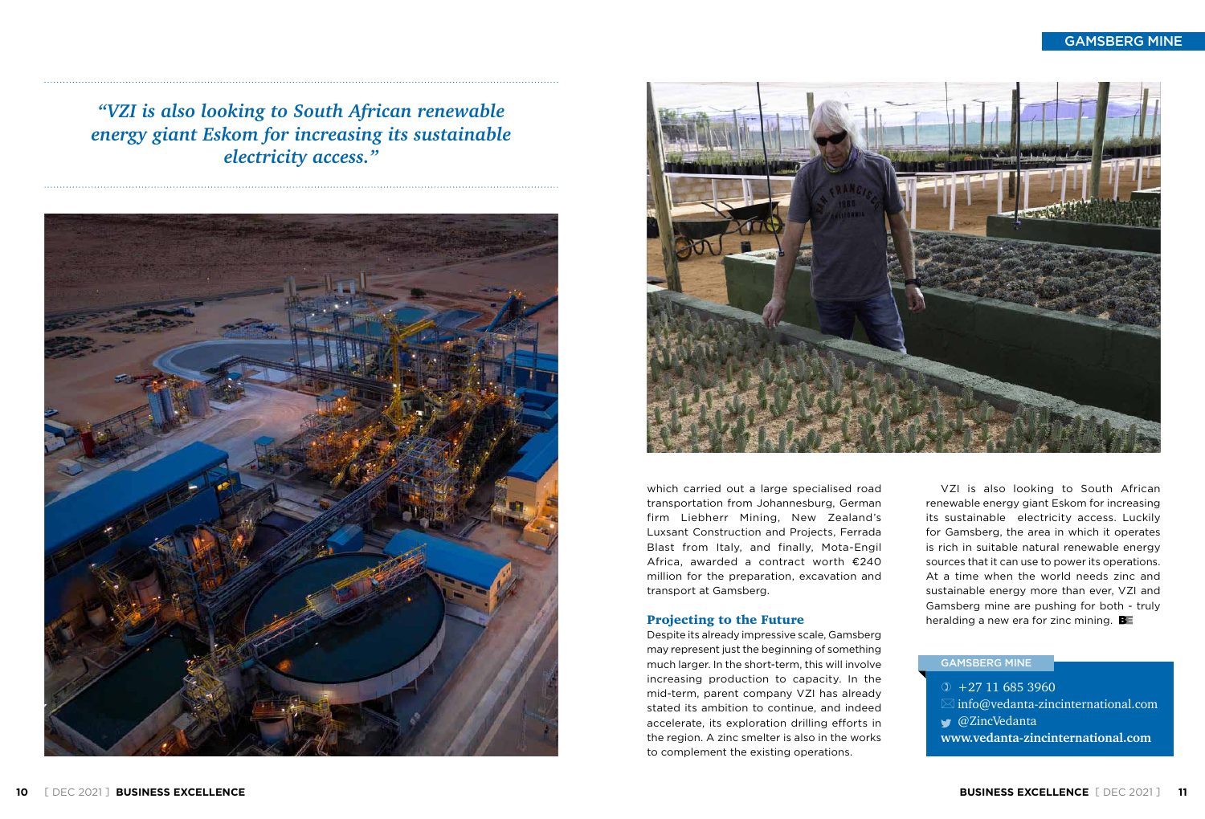*"VZI is also looking to South African renewable energy giant Eskom for increasing its sustainable electricity access."*

which carried out a large specialised road transportation from Johannesburg, German firm Liebherr Mining, New Zealand's Luxsant Construction and Projects, Ferrada Blast from Italy, and finally, Mota-Engil Africa, awarded a contract worth €240 million for the preparation, excavation and transport at Gamsberg.

### Projecting to the Future

Despite its already impressive scale, Gamsberg may represent just the beginning of something much larger. In the short-term, this will involve increasing production to capacity. In the mid-term, parent company VZI has already stated its ambition to continue, and indeed accelerate, its exploration drilling efforts in the region. A zinc smelter is also in the works to complement the existing operations.

VZI is also looking to South African renewable energy giant Eskom for increasing its sustainable electricity access. Luckily for Gamsberg, the area in which it operates is rich in suitable natural renewable energy sources that it can use to power its operations. At a time when the world needs zinc and sustainable energy more than ever, VZI and Gamsberg mine are pushing for both - truly heralding a new era for zinc mining.

**GAMSBERG MINE**

+27 11 685 3960
info@vedanta-zincinternational.com
@ZincVedanta
**www.vedanta-zincinternational.com**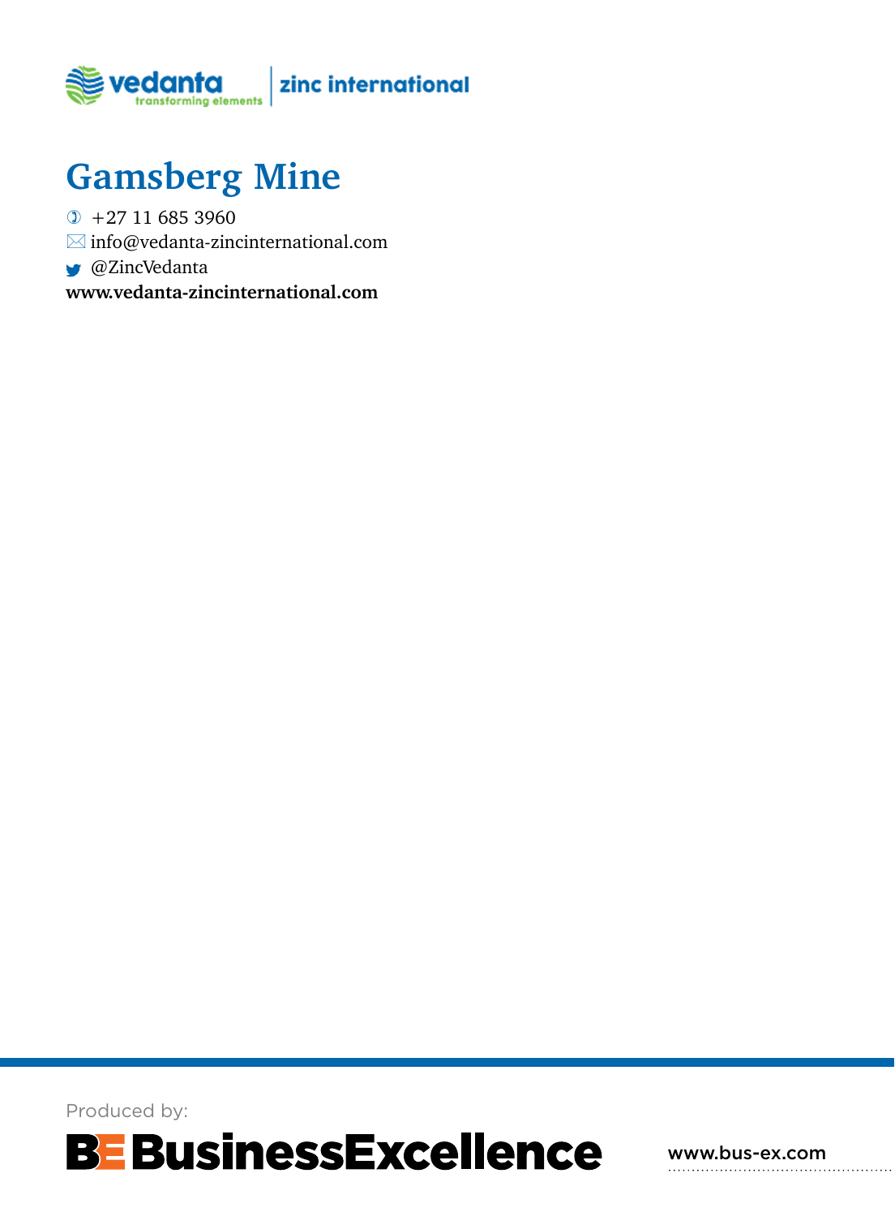vedanta
transforming elements
zinc international

# Gamsberg Mine

+27 11 685 3960
info@vedanta-zincinternational.com
@ZincVedanta
**www.vedanta-zincinternational.com**

Produced by:

BE BusinessExcellence

www.bus-ex.com